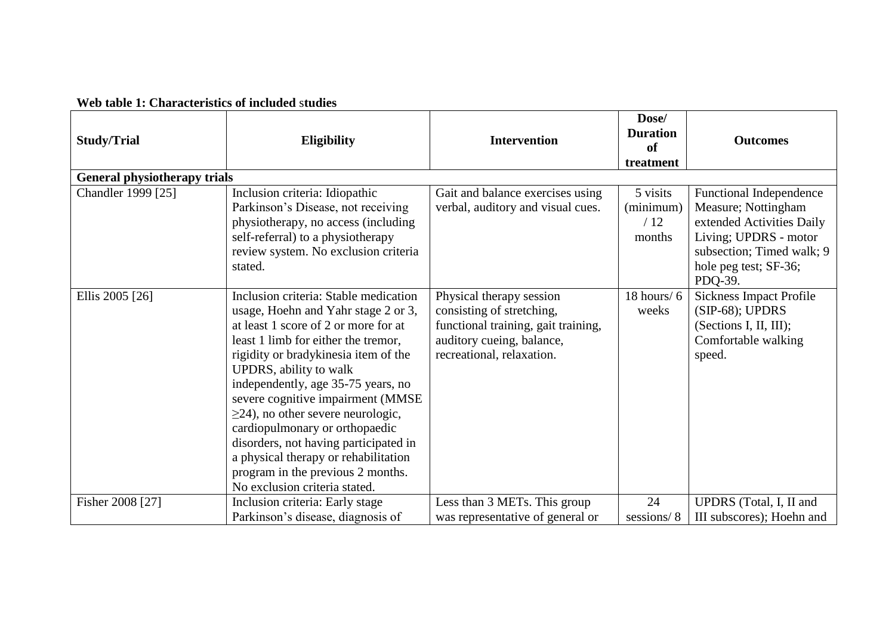**Web table 1: Characteristics of included studies**

| Study/Trial | Eligibility | Intervention | Dose/ Duration of treatment | Outcomes |
|---|---|---|---|---|
| **General physiotherapy trials** | | | | |
| Chandler 1999 [25] | Inclusion criteria: Idiopathic Parkinson's Disease, not receiving physiotherapy, no access (including self-referral) to a physiotherapy review system. No exclusion criteria stated. | Gait and balance exercises using verbal, auditory and visual cues. | 5 visits (minimum) / 12 months | Functional Independence Measure; Nottingham extended Activities Daily Living; UPDRS - motor subsection; Timed walk; 9 hole peg test; SF-36; PDQ-39. |
| Ellis 2005 [26] | Inclusion criteria: Stable medication usage, Hoehn and Yahr stage 2 or 3, at least 1 score of 2 or more for at least 1 limb for either the tremor, rigidity or bradykinesia item of the UPDRS, ability to walk independently, age 35-75 years, no severe cognitive impairment (MMSE $\geq$24), no other severe neurologic, cardiopulmonary or orthopaedic disorders, not having participated in a physical therapy or rehabilitation program in the previous 2 months. No exclusion criteria stated. | Physical therapy session consisting of stretching, functional training, gait training, auditory cueing, balance, recreational, relaxation. | 18 hours/ 6 weeks | Sickness Impact Profile (SIP-68); UPDRS (Sections I, II, III); Comfortable walking speed. |
| Fisher 2008 [27] | Inclusion criteria: Early stage Parkinson's disease, diagnosis of | Less than 3 METs. This group was representative of general or | 24 sessions/ 8 | UPDRS (Total, I, II and III subscores); Hoehn and |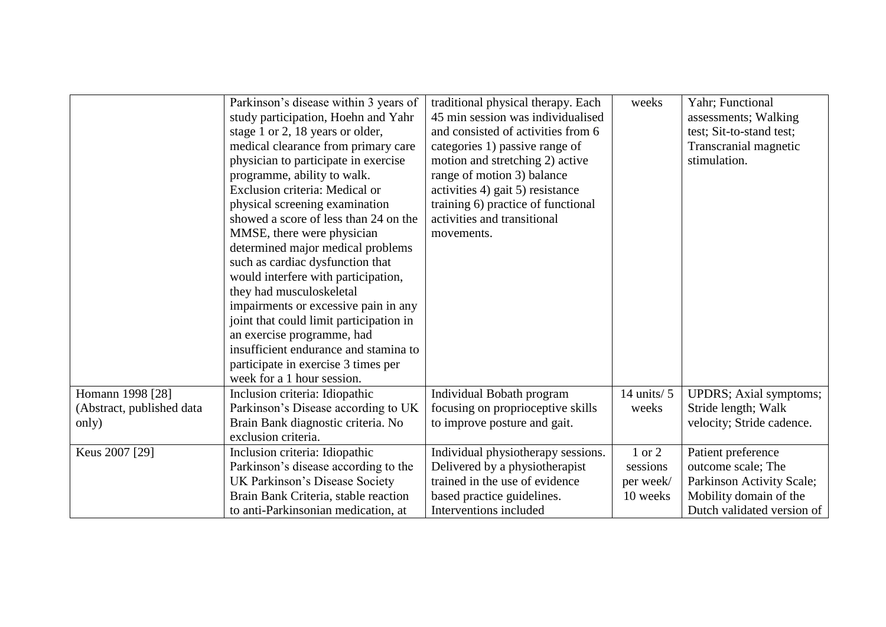| | | | | |
|---|---|---|---|---|
| | Parkinson's disease within 3 years of study participation, Hoehn and Yahr stage 1 or 2, 18 years or older, medical clearance from primary care physician to participate in exercise programme, ability to walk. Exclusion criteria: Medical or physical screening examination showed a score of less than 24 on the MMSE, there were physician determined major medical problems such as cardiac dysfunction that would interfere with participation, they had musculoskeletal impairments or excessive pain in any joint that could limit participation in an exercise programme, had insufficient endurance and stamina to participate in exercise 3 times per week for a 1 hour session. | traditional physical therapy. Each 45 min session was individualised and consisted of activities from 6 categories 1) passive range of motion and stretching 2) active range of motion 3) balance activities 4) gait 5) resistance training 6) practice of functional activities and transitional movements. | weeks | Yahr; Functional assessments; Walking test; Sit-to-stand test; Transcranial magnetic stimulation. |
| Homann 1998 [28] (Abstract, published data only) | Inclusion criteria: Idiopathic Parkinson's Disease according to UK Brain Bank diagnostic criteria. No exclusion criteria. | Individual Bobath program focusing on proprioceptive skills to improve posture and gait. | 14 units/ 5 weeks | UPDRS; Axial symptoms; Stride length; Walk velocity; Stride cadence. |
| Keus 2007 [29] | Inclusion criteria: Idiopathic Parkinson's disease according to the UK Parkinson's Disease Society Brain Bank Criteria, stable reaction to anti-Parkinsonian medication, at | Individual physiotherapy sessions. Delivered by a physiotherapist trained in the use of evidence based practice guidelines. Interventions included | 1 or 2 sessions per week/ 10 weeks | Patient preference outcome scale; The Parkinson Activity Scale; Mobility domain of the Dutch validated version of |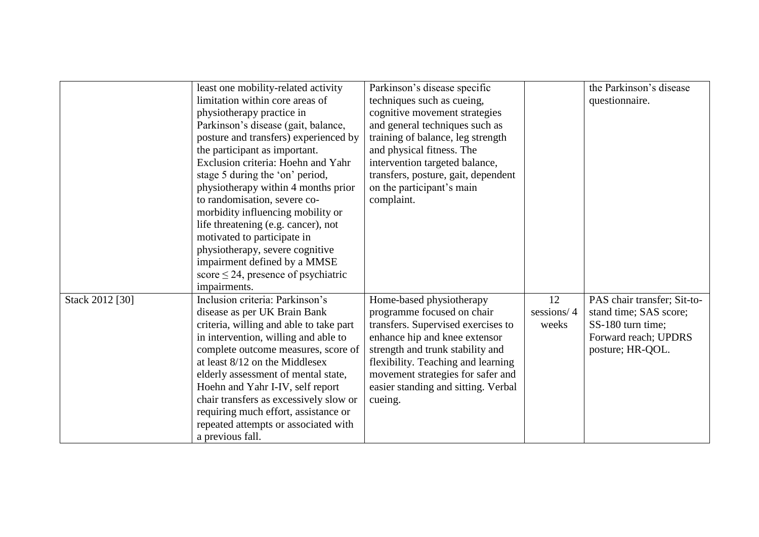| | | | | |
|---|---|---|---|---|
| | least one mobility-related activity limitation within core areas of physiotherapy practice in Parkinson's disease (gait, balance, posture and transfers) experienced by the participant as important. Exclusion criteria: Hoehn and Yahr stage 5 during the 'on' period, physiotherapy within 4 months prior to randomisation, severe co-morbidity influencing mobility or life threatening (e.g. cancer), not motivated to participate in physiotherapy, severe cognitive impairment defined by a MMSE score ≤ 24, presence of psychiatric impairments. | Parkinson's disease specific techniques such as cueing, cognitive movement strategies and general techniques such as training of balance, leg strength and physical fitness. The intervention targeted balance, transfers, posture, gait, dependent on the participant's main complaint. | | the Parkinson's disease questionnaire. |
| Stack 2012 [30] | Inclusion criteria: Parkinson's disease as per UK Brain Bank criteria, willing and able to take part in intervention, willing and able to complete outcome measures, score of at least 8/12 on the Middlesex elderly assessment of mental state, Hoehn and Yahr I-IV, self report chair transfers as excessively slow or requiring much effort, assistance or repeated attempts or associated with a previous fall. | Home-based physiotherapy programme focused on chair transfers. Supervised exercises to enhance hip and knee extensor strength and trunk stability and flexibility. Teaching and learning movement strategies for safer and easier standing and sitting. Verbal cueing. | 12 sessions/ 4 weeks | PAS chair transfer; Sit-to-stand time; SAS score; SS-180 turn time; Forward reach; UPDRS posture; HR-QOL. |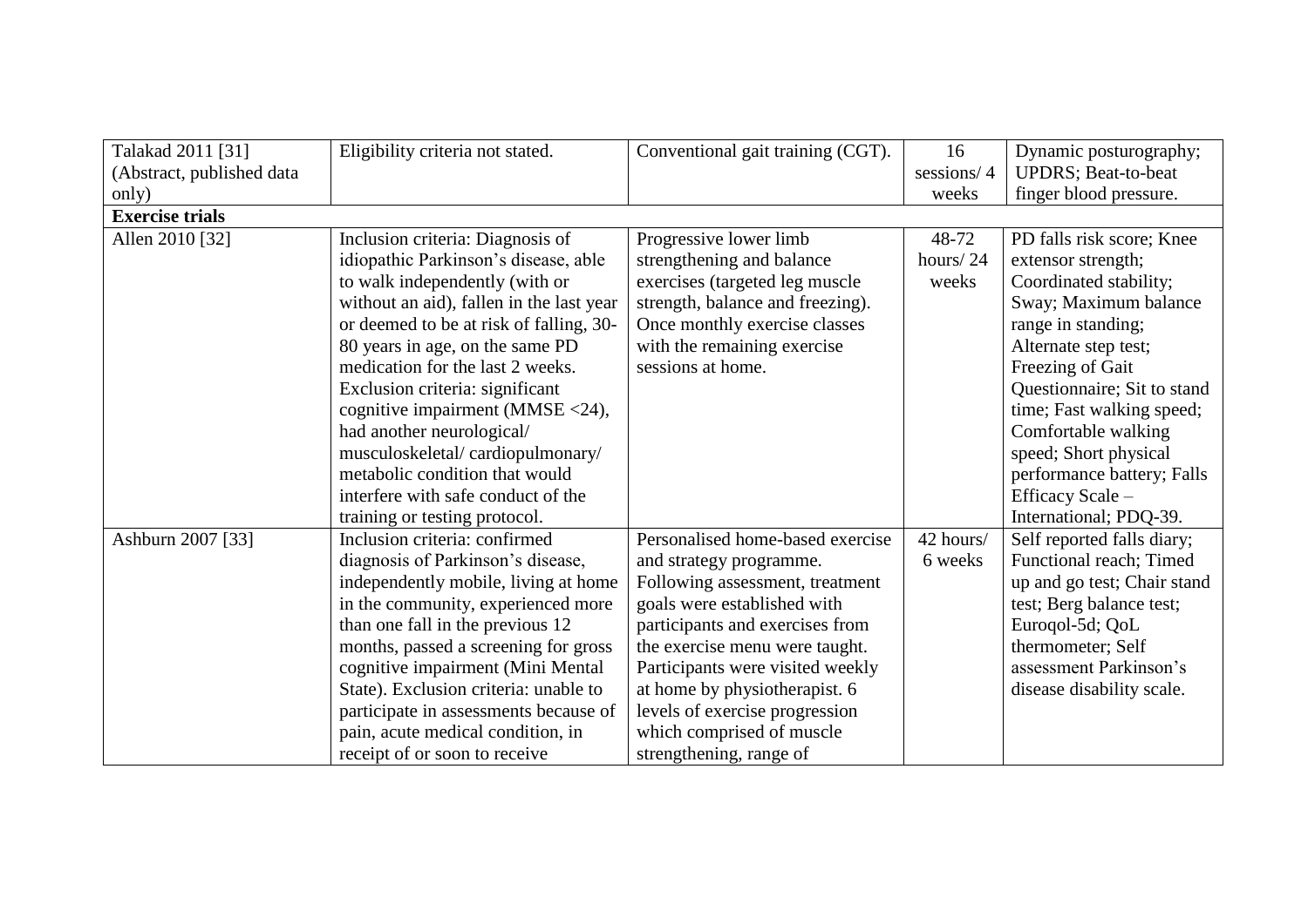| | | | | |
|---|---|---|---|---|
| Talakad 2011 [31] (Abstract, published data only) | Eligibility criteria not stated. | Conventional gait training (CGT). | 16 sessions/ 4 weeks | Dynamic posturography; UPDRS; Beat-to-beat finger blood pressure. |
| **Exercise trials** | | | | |
| Allen 2010 [32] | Inclusion criteria: Diagnosis of idiopathic Parkinson's disease, able to walk independently (with or without an aid), fallen in the last year or deemed to be at risk of falling, 30-80 years in age, on the same PD medication for the last 2 weeks. Exclusion criteria: significant cognitive impairment (MMSE <24), had another neurological/ musculoskeletal/ cardiopulmonary/ metabolic condition that would interfere with safe conduct of the training or testing protocol. | Progressive lower limb strengthening and balance exercises (targeted leg muscle strength, balance and freezing). Once monthly exercise classes with the remaining exercise sessions at home. | 48-72 hours/ 24 weeks | PD falls risk score; Knee extensor strength; Coordinated stability; Sway; Maximum balance range in standing; Alternate step test; Freezing of Gait Questionnaire; Sit to stand time; Fast walking speed; Comfortable walking speed; Short physical performance battery; Falls Efficacy Scale – International; PDQ-39. |
| Ashburn 2007 [33] | Inclusion criteria: confirmed diagnosis of Parkinson's disease, independently mobile, living at home in the community, experienced more than one fall in the previous 12 months, passed a screening for gross cognitive impairment (Mini Mental State). Exclusion criteria: unable to participate in assessments because of pain, acute medical condition, in receipt of or soon to receive | Personalised home-based exercise and strategy programme. Following assessment, treatment goals were established with participants and exercises from the exercise menu were taught. Participants were visited weekly at home by physiotherapist. 6 levels of exercise progression which comprised of muscle strengthening, range of | 42 hours/ 6 weeks | Self reported falls diary; Functional reach; Timed up and go test; Chair stand test; Berg balance test; Euroqol-5d; QoL thermometer; Self assessment Parkinson's disease disability scale. |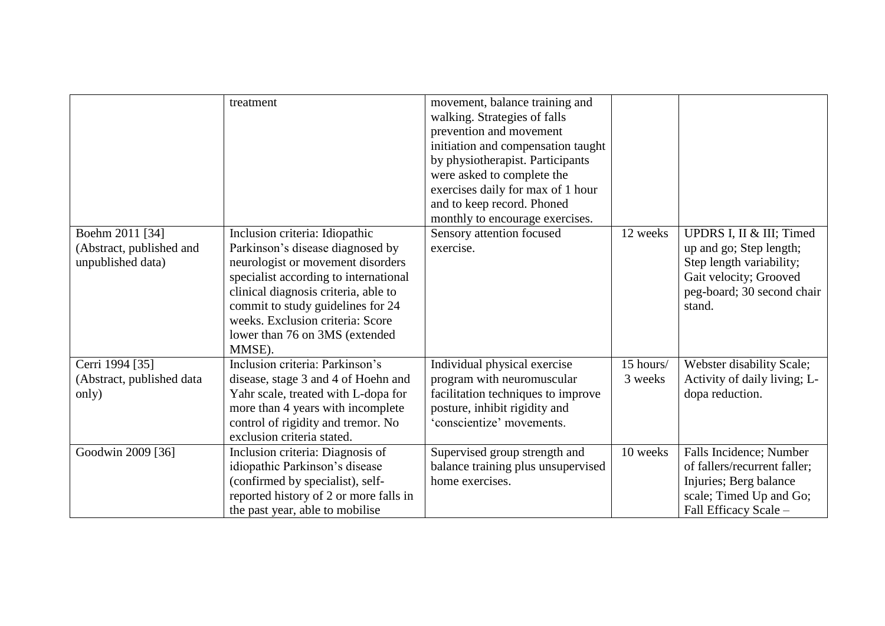| | | | | |
|---|---|---|---|---|
| | treatment | movement, balance training and walking. Strategies of falls prevention and movement initiation and compensation taught by physiotherapist. Participants were asked to complete the exercises daily for max of 1 hour and to keep record. Phoned monthly to encourage exercises. | | |
| Boehm 2011 [34] (Abstract, published and unpublished data) | Inclusion criteria: Idiopathic Parkinson's disease diagnosed by neurologist or movement disorders specialist according to international clinical diagnosis criteria, able to commit to study guidelines for 24 weeks. Exclusion criteria: Score lower than 76 on 3MS (extended MMSE). | Sensory attention focused exercise. | 12 weeks | UPDRS I, II & III; Timed up and go; Step length; Step length variability; Gait velocity; Grooved peg-board; 30 second chair stand. |
| Cerri 1994 [35] (Abstract, published data only) | Inclusion criteria: Parkinson's disease, stage 3 and 4 of Hoehn and Yahr scale, treated with L-dopa for more than 4 years with incomplete control of rigidity and tremor. No exclusion criteria stated. | Individual physical exercise program with neuromuscular facilitation techniques to improve posture, inhibit rigidity and 'conscientize' movements. | 15 hours/ 3 weeks | Webster disability Scale; Activity of daily living; L-dopa reduction. |
| Goodwin 2009 [36] | Inclusion criteria: Diagnosis of idiopathic Parkinson's disease (confirmed by specialist), self-reported history of 2 or more falls in the past year, able to mobilise | Supervised group strength and balance training plus unsupervised home exercises. | 10 weeks | Falls Incidence; Number of fallers/recurrent faller; Injuries; Berg balance scale; Timed Up and Go; Fall Efficacy Scale – |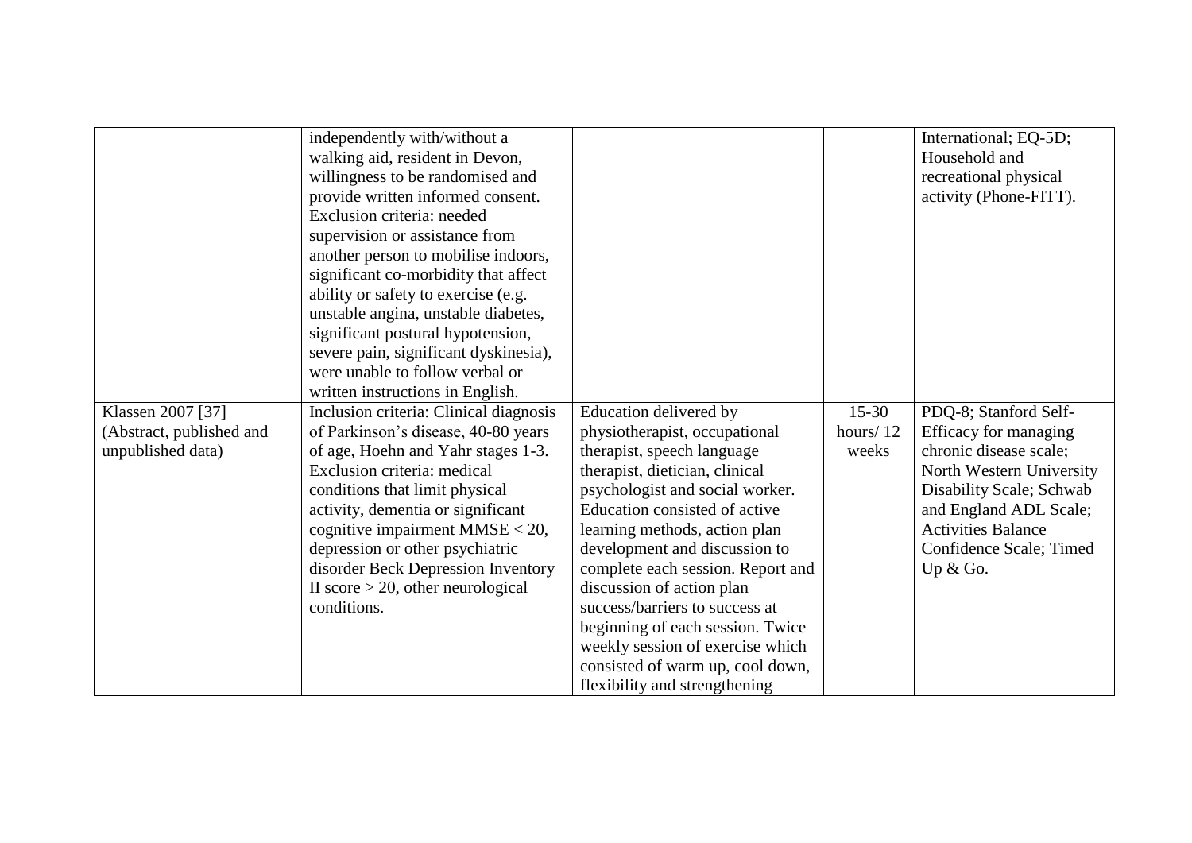| | | | | |
|---|---|---|---|---|
| | independently with/without a walking aid, resident in Devon, willingness to be randomised and provide written informed consent. Exclusion criteria: needed supervision or assistance from another person to mobilise indoors, significant co-morbidity that affect ability or safety to exercise (e.g. unstable angina, unstable diabetes, significant postural hypotension, severe pain, significant dyskinesia), were unable to follow verbal or written instructions in English. | | | International; EQ-5D; Household and recreational physical activity (Phone-FITT). |
| Klassen 2007 [37] (Abstract, published and unpublished data) | Inclusion criteria: Clinical diagnosis of Parkinson's disease, 40-80 years of age, Hoehn and Yahr stages 1-3. Exclusion criteria: medical conditions that limit physical activity, dementia or significant cognitive impairment MMSE < 20, depression or other psychiatric disorder Beck Depression Inventory II score > 20, other neurological conditions. | Education delivered by physiotherapist, occupational therapist, speech language therapist, dietician, clinical psychologist and social worker. Education consisted of active learning methods, action plan development and discussion to complete each session. Report and discussion of action plan success/barriers to success at beginning of each session. Twice weekly session of exercise which consisted of warm up, cool down, flexibility and strengthening | 15-30 hours/ 12 weeks | PDQ-8; Stanford Self-Efficacy for managing chronic disease scale; North Western University Disability Scale; Schwab and England ADL Scale; Activities Balance Confidence Scale; Timed Up & Go. |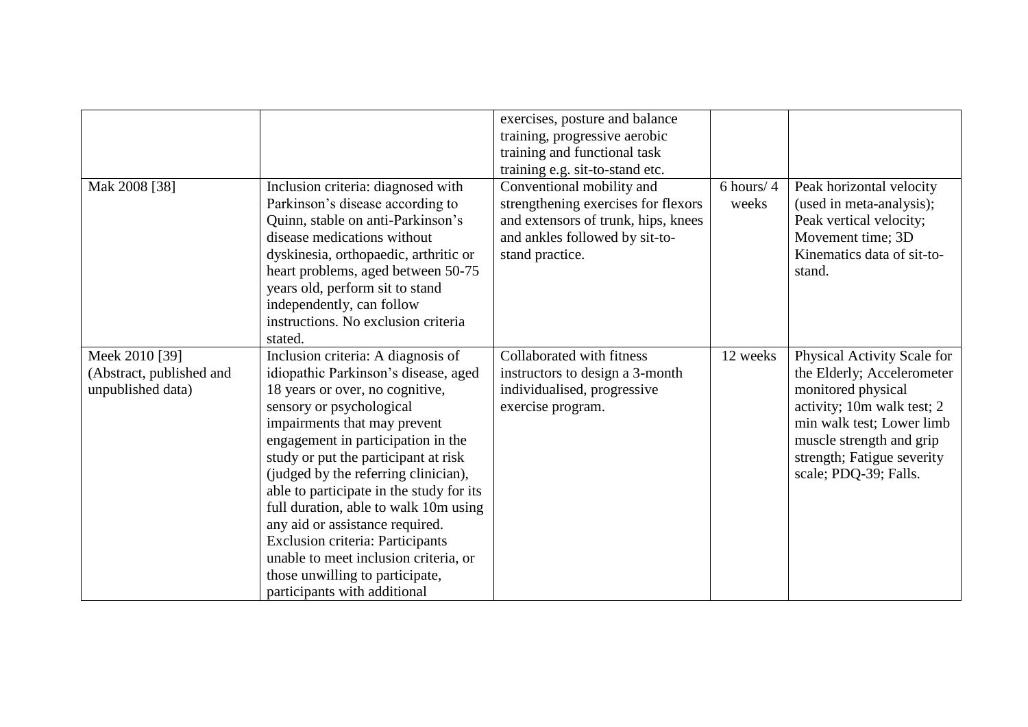| | | | | |
|---|---|---|---|---|
| | | exercises, posture and balance training, progressive aerobic training and functional task training e.g. sit-to-stand etc. | | |
| Mak 2008 [38] | Inclusion criteria: diagnosed with Parkinson's disease according to Quinn, stable on anti-Parkinson's disease medications without dyskinesia, orthopaedic, arthritic or heart problems, aged between 50-75 years old, perform sit to stand independently, can follow instructions. No exclusion criteria stated. | Conventional mobility and strengthening exercises for flexors and extensors of trunk, hips, knees and ankles followed by sit-to-stand practice. | 6 hours/ 4 weeks | Peak horizontal velocity (used in meta-analysis); Peak vertical velocity; Movement time; 3D Kinematics data of sit-to-stand. |
| Meek 2010 [39] (Abstract, published and unpublished data) | Inclusion criteria: A diagnosis of idiopathic Parkinson's disease, aged 18 years or over, no cognitive, sensory or psychological impairments that may prevent engagement in participation in the study or put the participant at risk (judged by the referring clinician), able to participate in the study for its full duration, able to walk 10m using any aid or assistance required. Exclusion criteria: Participants unable to meet inclusion criteria, or those unwilling to participate, participants with additional | Collaborated with fitness instructors to design a 3-month individualised, progressive exercise program. | 12 weeks | Physical Activity Scale for the Elderly; Accelerometer monitored physical activity; 10m walk test; 2 min walk test; Lower limb muscle strength and grip strength; Fatigue severity scale; PDQ-39; Falls. |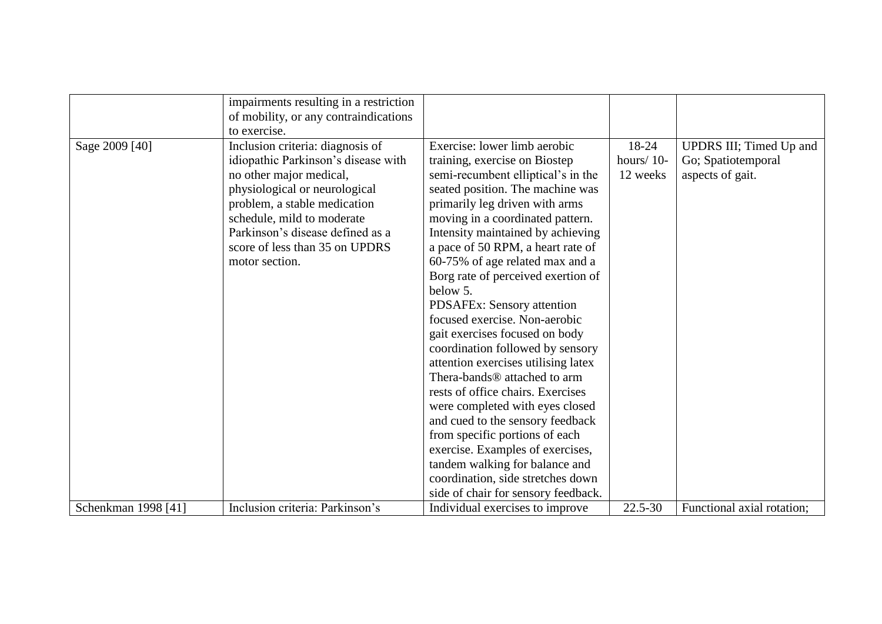| | | | | |
|---|---|---|---|---|
| | impairments resulting in a restriction of mobility, or any contraindications to exercise. | | | |
| Sage 2009 [40] | Inclusion criteria: diagnosis of idiopathic Parkinson's disease with no other major medical, physiological or neurological problem, a stable medication schedule, mild to moderate Parkinson's disease defined as a score of less than 35 on UPDRS motor section. | Exercise: lower limb aerobic training, exercise on Biostep semi-recumbent elliptical's in the seated position. The machine was primarily leg driven with arms moving in a coordinated pattern. Intensity maintained by achieving a pace of 50 RPM, a heart rate of 60-75% of age related max and a Borg rate of perceived exertion of below 5.<br>PDSAFEx: Sensory attention focused exercise. Non-aerobic gait exercises focused on body coordination followed by sensory attention exercises utilising latex Thera-bands® attached to arm rests of office chairs. Exercises were completed with eyes closed and cued to the sensory feedback from specific portions of each exercise. Examples of exercises, tandem walking for balance and coordination, side stretches down side of chair for sensory feedback. | 18-24 hours/ 10-12 weeks | UPDRS III; Timed Up and Go; Spatiotemporal aspects of gait. |
| Schenkman 1998 [41] | Inclusion criteria: Parkinson's | Individual exercises to improve | 22.5-30 | Functional axial rotation; |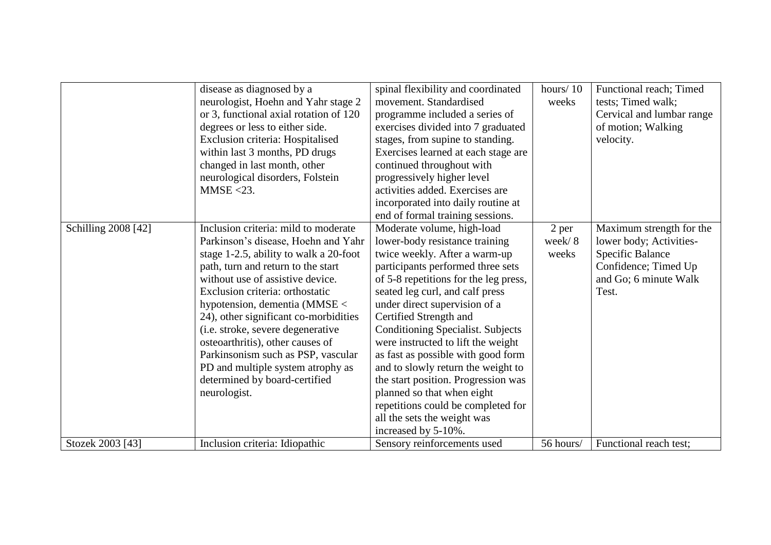| | | | | |
|---|---|---|---|---|
| | disease as diagnosed by a neurologist, Hoehn and Yahr stage 2 or 3, functional axial rotation of 120 degrees or less to either side. Exclusion criteria: Hospitalised within last 3 months, PD drugs changed in last month, other neurological disorders, Folstein MMSE <23. | spinal flexibility and coordinated movement. Standardised programme included a series of exercises divided into 7 graduated stages, from supine to standing. Exercises learned at each stage are continued throughout with progressively higher level activities added. Exercises are incorporated into daily routine at end of formal training sessions. | hours/ 10 weeks | Functional reach; Timed tests; Timed walk; Cervical and lumbar range of motion; Walking velocity. |
| Schilling 2008 [42] | Inclusion criteria: mild to moderate Parkinson's disease, Hoehn and Yahr stage 1-2.5, ability to walk a 20-foot path, turn and return to the start without use of assistive device. Exclusion criteria: orthostatic hypotension, dementia (MMSE < 24), other significant co-morbidities (i.e. stroke, severe degenerative osteoarthritis), other causes of Parkinsonism such as PSP, vascular PD and multiple system atrophy as determined by board-certified neurologist. | Moderate volume, high-load lower-body resistance training twice weekly. After a warm-up participants performed three sets of 5-8 repetitions for the leg press, seated leg curl, and calf press under direct supervision of a Certified Strength and Conditioning Specialist. Subjects were instructed to lift the weight as fast as possible with good form and to slowly return the weight to the start position. Progression was planned so that when eight repetitions could be completed for all the sets the weight was increased by 5-10%. | 2 per week/ 8 weeks | Maximum strength for the lower body; Activities-Specific Balance Confidence; Timed Up and Go; 6 minute Walk Test. |
| Stozek 2003 [43] | Inclusion criteria: Idiopathic | Sensory reinforcements used | 56 hours/ | Functional reach test; |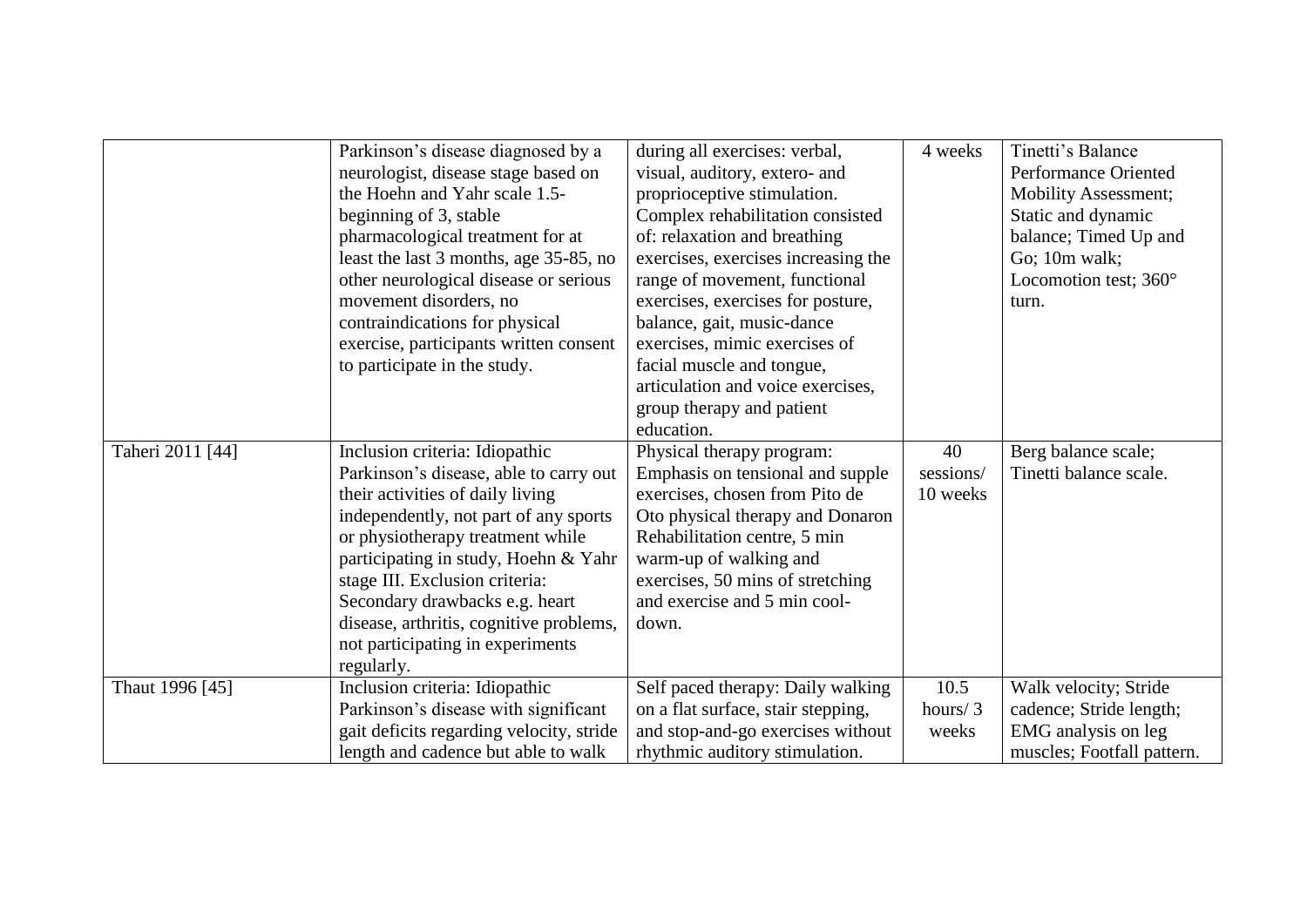| | | | | |
|---|---|---|---|---|
| | Parkinson's disease diagnosed by a neurologist, disease stage based on the Hoehn and Yahr scale 1.5-beginning of 3, stable pharmacological treatment for at least the last 3 months, age 35-85, no other neurological disease or serious movement disorders, no contraindications for physical exercise, participants written consent to participate in the study. | during all exercises: verbal, visual, auditory, extero- and proprioceptive stimulation. Complex rehabilitation consisted of: relaxation and breathing exercises, exercises increasing the range of movement, functional exercises, exercises for posture, balance, gait, music-dance exercises, mimic exercises of facial muscle and tongue, articulation and voice exercises, group therapy and patient education. | 4 weeks | Tinetti's Balance Performance Oriented Mobility Assessment; Static and dynamic balance; Timed Up and Go; 10m walk; Locomotion test; 360° turn. |
| Taheri 2011 [44] | Inclusion criteria: Idiopathic Parkinson's disease, able to carry out their activities of daily living independently, not part of any sports or physiotherapy treatment while participating in study, Hoehn & Yahr stage III. Exclusion criteria: Secondary drawbacks e.g. heart disease, arthritis, cognitive problems, not participating in experiments regularly. | Physical therapy program: Emphasis on tensional and supple exercises, chosen from Pito de Oto physical therapy and Donaron Rehabilitation centre, 5 min warm-up of walking and exercises, 50 mins of stretching and exercise and 5 min cool-down. | 40 sessions/ 10 weeks | Berg balance scale; Tinetti balance scale. |
| Thaut 1996 [45] | Inclusion criteria: Idiopathic Parkinson's disease with significant gait deficits regarding velocity, stride length and cadence but able to walk | Self paced therapy: Daily walking on a flat surface, stair stepping, and stop-and-go exercises without rhythmic auditory stimulation. | 10.5 hours/ 3 weeks | Walk velocity; Stride cadence; Stride length; EMG analysis on leg muscles; Footfall pattern. |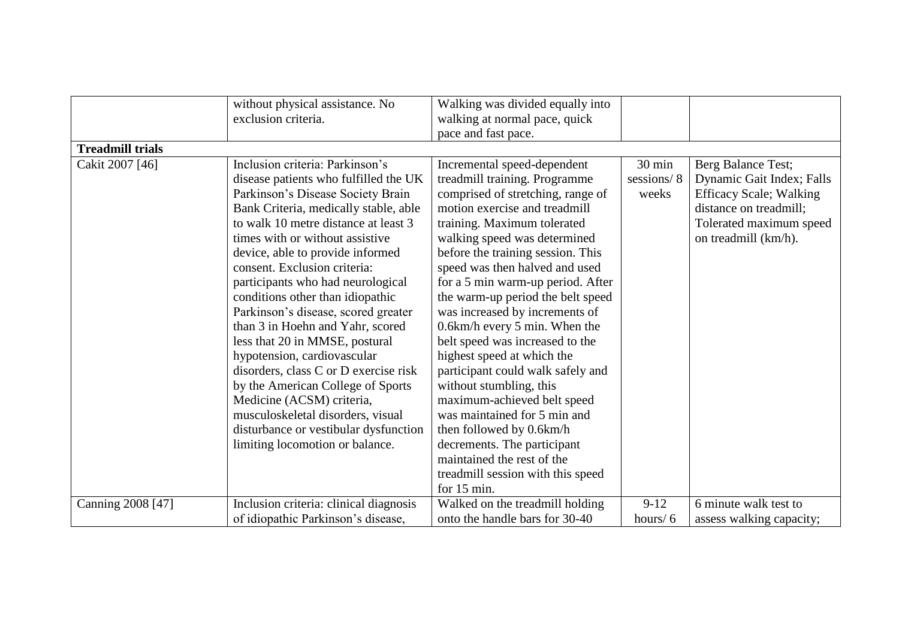| | | | | |
|---|---|---|---|---|
| | without physical assistance. No exclusion criteria. | Walking was divided equally into walking at normal pace, quick pace and fast pace. | | |
| **Treadmill trials** | | | | |
| Cakit 2007 [46] | Inclusion criteria: Parkinson's disease patients who fulfilled the UK Parkinson's Disease Society Brain Bank Criteria, medically stable, able to walk 10 metre distance at least 3 times with or without assistive device, able to provide informed consent. Exclusion criteria: participants who had neurological conditions other than idiopathic Parkinson's disease, scored greater than 3 in Hoehn and Yahr, scored less that 20 in MMSE, postural hypotension, cardiovascular disorders, class C or D exercise risk by the American College of Sports Medicine (ACSM) criteria, musculoskeletal disorders, visual disturbance or vestibular dysfunction limiting locomotion or balance. | Incremental speed-dependent treadmill training. Programme comprised of stretching, range of motion exercise and treadmill training. Maximum tolerated walking speed was determined before the training session. This speed was then halved and used for a 5 min warm-up period. After the warm-up period the belt speed was increased by increments of 0.6km/h every 5 min. When the belt speed was increased to the highest speed at which the participant could walk safely and without stumbling, this maximum-achieved belt speed was maintained for 5 min and then followed by 0.6km/h decrements. The participant maintained the rest of the treadmill session with this speed for 15 min. | 30 min sessions/ 8 weeks | Berg Balance Test; Dynamic Gait Index; Falls Efficacy Scale; Walking distance on treadmill; Tolerated maximum speed on treadmill (km/h). |
| Canning 2008 [47] | Inclusion criteria: clinical diagnosis of idiopathic Parkinson's disease, | Walked on the treadmill holding onto the handle bars for 30-40 | 9-12 hours/ 6 | 6 minute walk test to assess walking capacity; |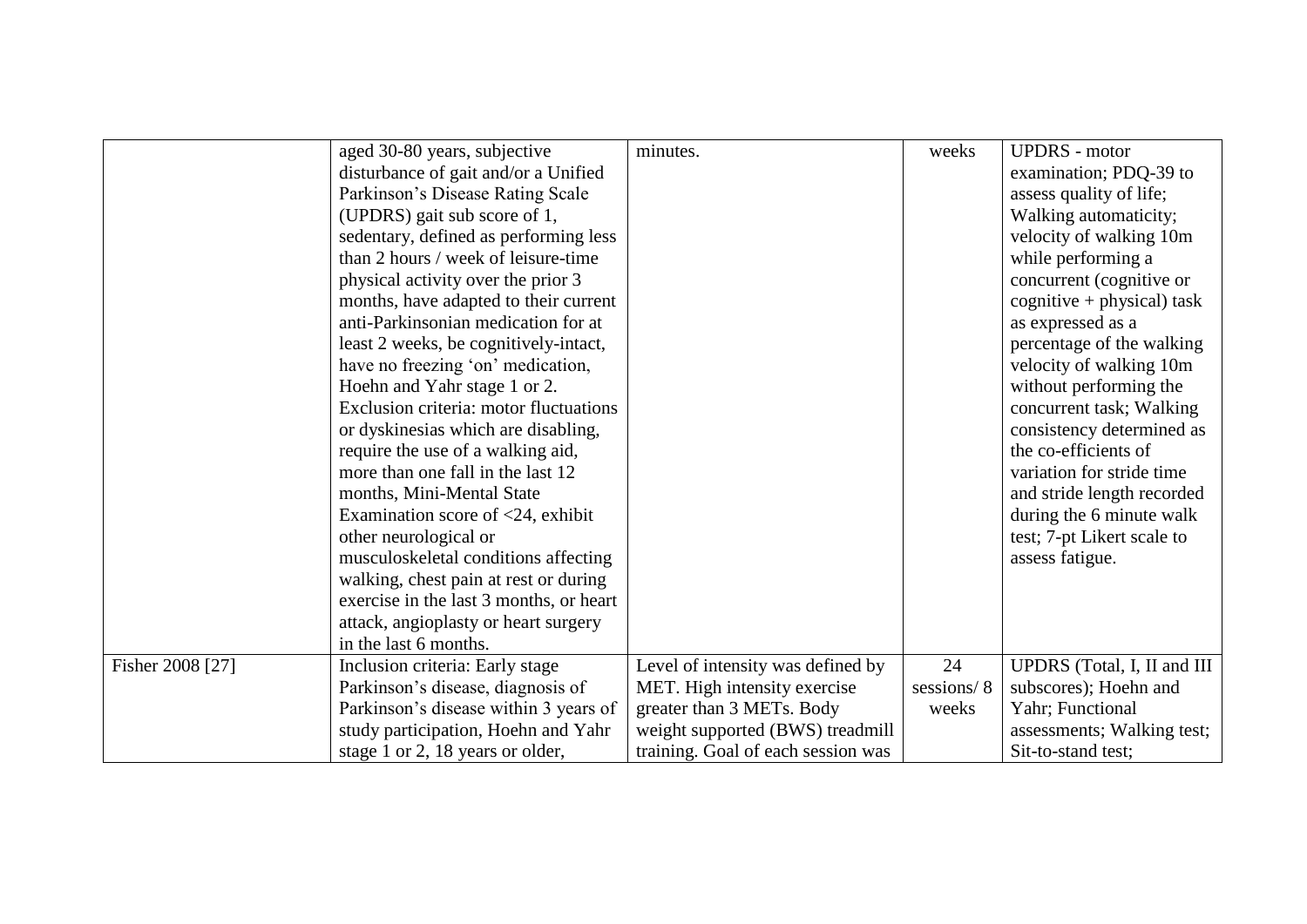| | | | | |
|---|---|---|---|---|
| | aged 30-80 years, subjective disturbance of gait and/or a Unified Parkinson's Disease Rating Scale (UPDRS) gait sub score of 1, sedentary, defined as performing less than 2 hours / week of leisure-time physical activity over the prior 3 months, have adapted to their current anti-Parkinsonian medication for at least 2 weeks, be cognitively-intact, have no freezing 'on' medication, Hoehn and Yahr stage 1 or 2. Exclusion criteria: motor fluctuations or dyskinesias which are disabling, require the use of a walking aid, more than one fall in the last 12 months, Mini-Mental State Examination score of <24, exhibit other neurological or musculoskeletal conditions affecting walking, chest pain at rest or during exercise in the last 3 months, or heart attack, angioplasty or heart surgery in the last 6 months. | minutes. | weeks | UPDRS - motor examination; PDQ-39 to assess quality of life; Walking automaticity; velocity of walking 10m while performing a concurrent (cognitive or cognitive + physical) task as expressed as a percentage of the walking velocity of walking 10m without performing the concurrent task; Walking consistency determined as the co-efficients of variation for stride time and stride length recorded during the 6 minute walk test; 7-pt Likert scale to assess fatigue. |
| Fisher 2008 [27] | Inclusion criteria: Early stage Parkinson's disease, diagnosis of Parkinson's disease within 3 years of study participation, Hoehn and Yahr stage 1 or 2, 18 years or older, | Level of intensity was defined by MET. High intensity exercise greater than 3 METs. Body weight supported (BWS) treadmill training. Goal of each session was | 24 sessions/ 8 weeks | UPDRS (Total, I, II and III subscores); Hoehn and Yahr; Functional assessments; Walking test; Sit-to-stand test; |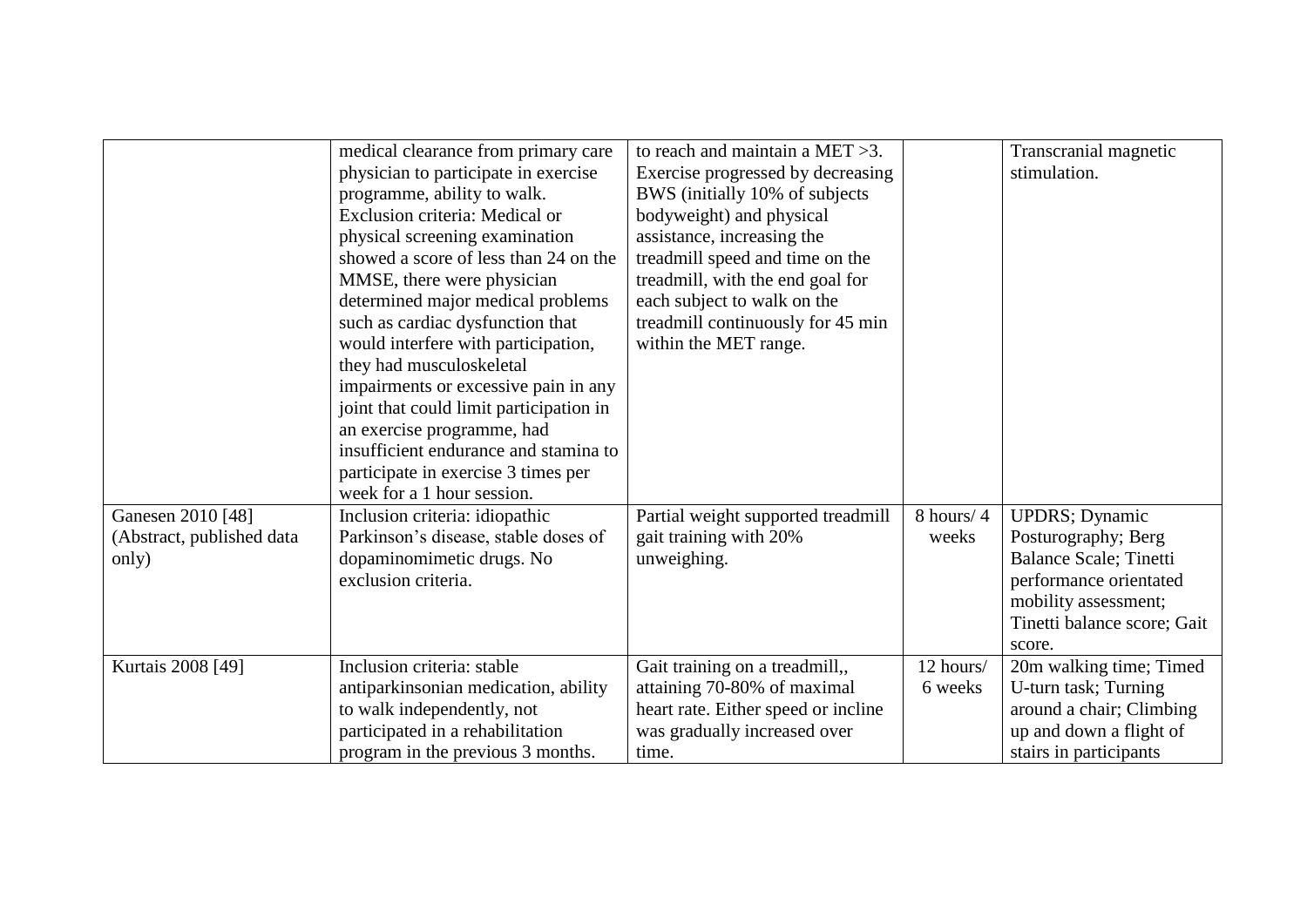| | | | | |
|---|---|---|---|---|
| | medical clearance from primary care physician to participate in exercise programme, ability to walk. Exclusion criteria: Medical or physical screening examination showed a score of less than 24 on the MMSE, there were physician determined major medical problems such as cardiac dysfunction that would interfere with participation, they had musculoskeletal impairments or excessive pain in any joint that could limit participation in an exercise programme, had insufficient endurance and stamina to participate in exercise 3 times per week for a 1 hour session. | to reach and maintain a MET >3. Exercise progressed by decreasing BWS (initially 10% of subjects bodyweight) and physical assistance, increasing the treadmill speed and time on the treadmill, with the end goal for each subject to walk on the treadmill continuously for 45 min within the MET range. | | Transcranial magnetic stimulation. |
| Ganesen 2010 [48] (Abstract, published data only) | Inclusion criteria: idiopathic Parkinson's disease, stable doses of dopaminomimetic drugs. No exclusion criteria. | Partial weight supported treadmill gait training with 20% unweighing. | 8 hours/ 4 weeks | UPDRS; Dynamic Posturography; Berg Balance Scale; Tinetti performance orientated mobility assessment; Tinetti balance score; Gait score. |
| Kurtais 2008 [49] | Inclusion criteria: stable antiparkinsonian medication, ability to walk independently, not participated in a rehabilitation program in the previous 3 months. | Gait training on a treadmill,, attaining 70-80% of maximal heart rate. Either speed or incline was gradually increased over time. | 12 hours/ 6 weeks | 20m walking time; Timed U-turn task; Turning around a chair; Climbing up and down a flight of stairs in participants |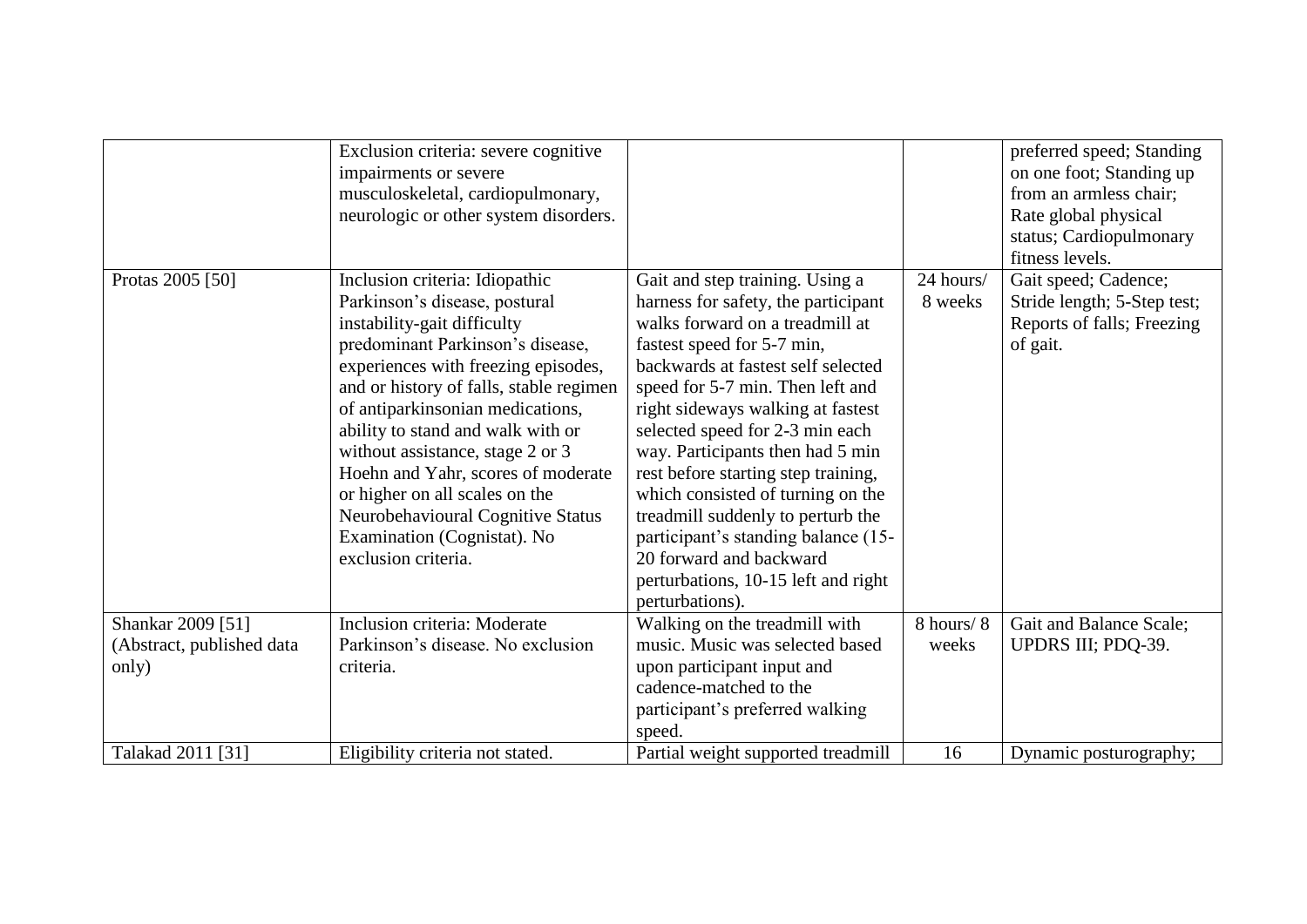| | | | | |
|---|---|---|---|---|
| | Exclusion criteria: severe cognitive impairments or severe musculoskeletal, cardiopulmonary, neurologic or other system disorders. | | | preferred speed; Standing on one foot; Standing up from an armless chair; Rate global physical status; Cardiopulmonary fitness levels. |
| Protas 2005 [50] | Inclusion criteria: Idiopathic Parkinson's disease, postural instability-gait difficulty predominant Parkinson's disease, experiences with freezing episodes, and or history of falls, stable regimen of antiparkinsonian medications, ability to stand and walk with or without assistance, stage 2 or 3 Hoehn and Yahr, scores of moderate or higher on all scales on the Neurobehavioural Cognitive Status Examination (Cognistat). No exclusion criteria. | Gait and step training. Using a harness for safety, the participant walks forward on a treadmill at fastest speed for 5-7 min, backwards at fastest self selected speed for 5-7 min. Then left and right sideways walking at fastest selected speed for 2-3 min each way. Participants then had 5 min rest before starting step training, which consisted of turning on the treadmill suddenly to perturb the participant's standing balance (15-20 forward and backward perturbations, 10-15 left and right perturbations). | 24 hours/ 8 weeks | Gait speed; Cadence; Stride length; 5-Step test; Reports of falls; Freezing of gait. |
| Shankar 2009 [51] (Abstract, published data only) | Inclusion criteria: Moderate Parkinson's disease. No exclusion criteria. | Walking on the treadmill with music. Music was selected based upon participant input and cadence-matched to the participant's preferred walking speed. | 8 hours/ 8 weeks | Gait and Balance Scale; UPDRS III; PDQ-39. |
| Talakad 2011 [31] | Eligibility criteria not stated. | Partial weight supported treadmill | 16 | Dynamic posturography; |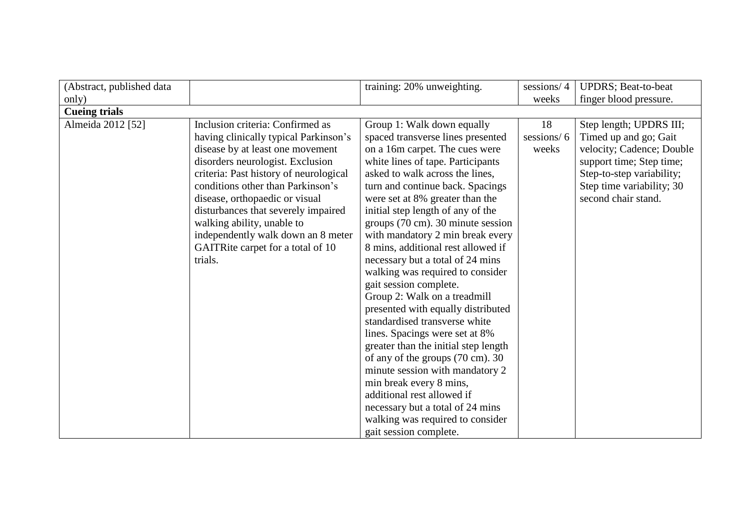| | | | | |
|---|---|---|---|---|
| (Abstract, published data only) | | training: 20% unweighting. | sessions/ 4 weeks | UPDRS; Beat-to-beat finger blood pressure. |
| **Cueing trials** | | | | |
| Almeida 2012 [52] | Inclusion criteria: Confirmed as having clinically typical Parkinson's disease by at least one movement disorders neurologist. Exclusion criteria: Past history of neurological conditions other than Parkinson's disease, orthopaedic or visual disturbances that severely impaired walking ability, unable to independently walk down an 8 meter GAITRite carpet for a total of 10 trials. | Group 1: Walk down equally spaced transverse lines presented on a 16m carpet. The cues were white lines of tape. Participants asked to walk across the lines, turn and continue back. Spacings were set at 8% greater than the initial step length of any of the groups (70 cm). 30 minute session with mandatory 2 min break every 8 mins, additional rest allowed if necessary but a total of 24 mins walking was required to consider gait session complete. Group 2: Walk on a treadmill presented with equally distributed standardised transverse white lines. Spacings were set at 8% greater than the initial step length of any of the groups (70 cm). 30 minute session with mandatory 2 min break every 8 mins, additional rest allowed if necessary but a total of 24 mins walking was required to consider gait session complete. | 18 sessions/ 6 weeks | Step length; UPDRS III; Timed up and go; Gait velocity; Cadence; Double support time; Step time; Step-to-step variability; Step time variability; 30 second chair stand. |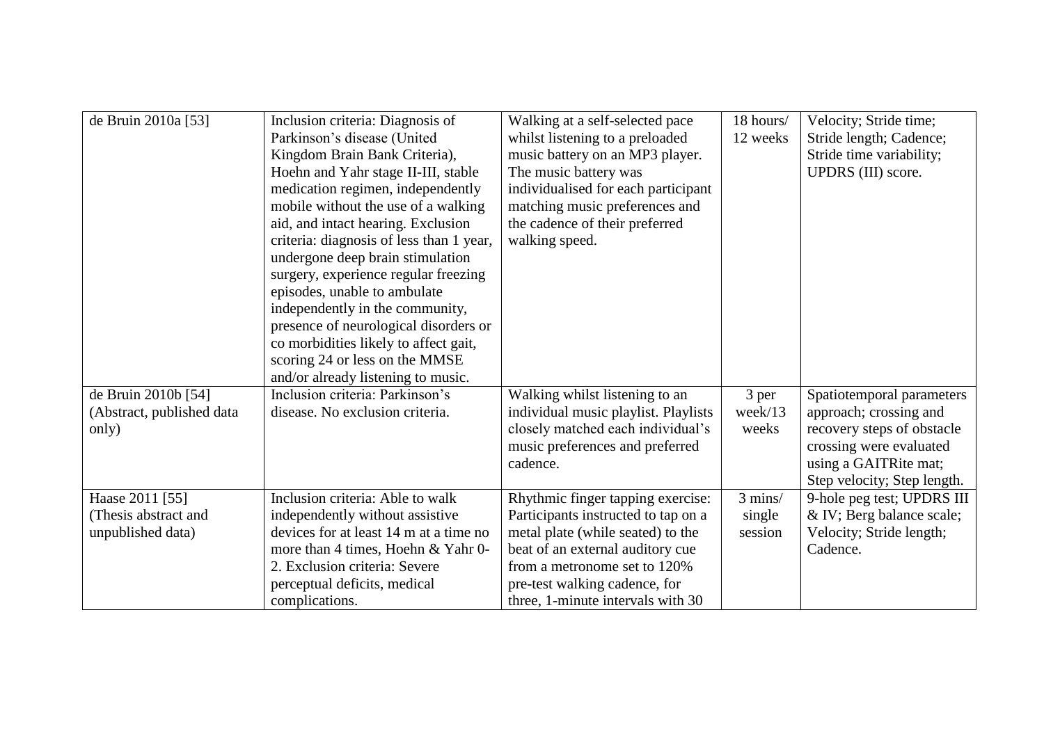| | | | | |
|---|---|---|---|---|
| de Bruin 2010a [53] | Inclusion criteria: Diagnosis of Parkinson's disease (United Kingdom Brain Bank Criteria), Hoehn and Yahr stage II-III, stable medication regimen, independently mobile without the use of a walking aid, and intact hearing. Exclusion criteria: diagnosis of less than 1 year, undergone deep brain stimulation surgery, experience regular freezing episodes, unable to ambulate independently in the community, presence of neurological disorders or co morbidities likely to affect gait, scoring 24 or less on the MMSE and/or already listening to music. | Walking at a self-selected pace whilst listening to a preloaded music battery on an MP3 player. The music battery was individualised for each participant matching music preferences and the cadence of their preferred walking speed. | 18 hours/ 12 weeks | Velocity; Stride time; Stride length; Cadence; Stride time variability; UPDRS (III) score. |
| de Bruin 2010b [54] (Abstract, published data only) | Inclusion criteria: Parkinson's disease. No exclusion criteria. | Walking whilst listening to an individual music playlist. Playlists closely matched each individual's music preferences and preferred cadence. | 3 per week/13 weeks | Spatiotemporal parameters approach; crossing and recovery steps of obstacle crossing were evaluated using a GAITRite mat; Step velocity; Step length. |
| Haase 2011 [55] (Thesis abstract and unpublished data) | Inclusion criteria: Able to walk independently without assistive devices for at least 14 m at a time no more than 4 times, Hoehn & Yahr 0-2. Exclusion criteria: Severe perceptual deficits, medical complications. | Rhythmic finger tapping exercise: Participants instructed to tap on a metal plate (while seated) to the beat of an external auditory cue from a metronome set to 120% pre-test walking cadence, for three, 1-minute intervals with 30 | 3 mins/ single session | 9-hole peg test; UPDRS III & IV; Berg balance scale; Velocity; Stride length; Cadence. |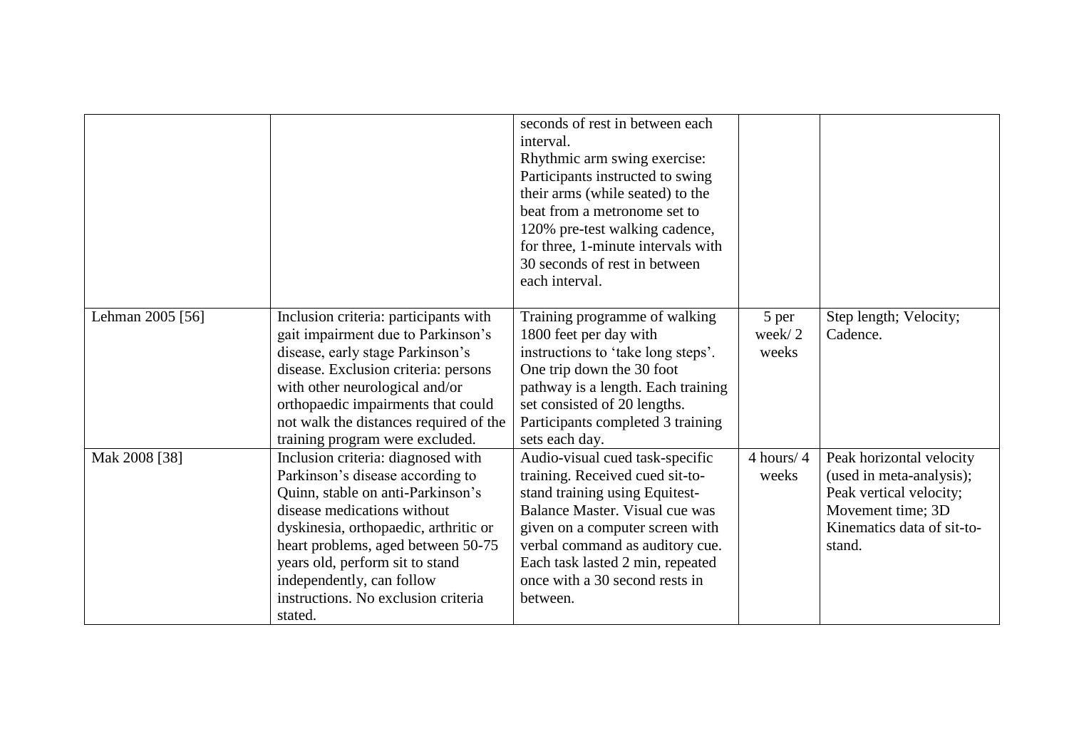| | | | | |
|---|---|---|---|---|
| | | seconds of rest in between each interval.<br>Rhythmic arm swing exercise: Participants instructed to swing their arms (while seated) to the beat from a metronome set to 120% pre-test walking cadence, for three, 1-minute intervals with 30 seconds of rest in between each interval. | | |
| Lehman 2005 [56] | Inclusion criteria: participants with gait impairment due to Parkinson's disease, early stage Parkinson's disease. Exclusion criteria: persons with other neurological and/or orthopaedic impairments that could not walk the distances required of the training program were excluded. | Training programme of walking 1800 feet per day with instructions to 'take long steps'. One trip down the 30 foot pathway is a length. Each training set consisted of 20 lengths. Participants completed 3 training sets each day. | 5 per week/ 2 weeks | Step length; Velocity; Cadence. |
| Mak 2008 [38] | Inclusion criteria: diagnosed with Parkinson's disease according to Quinn, stable on anti-Parkinson's disease medications without dyskinesia, orthopaedic, arthritic or heart problems, aged between 50-75 years old, perform sit to stand independently, can follow instructions. No exclusion criteria stated. | Audio-visual cued task-specific training. Received cued sit-to-stand training using Equitest-Balance Master. Visual cue was given on a computer screen with verbal command as auditory cue. Each task lasted 2 min, repeated once with a 30 second rests in between. | 4 hours/ 4 weeks | Peak horizontal velocity (used in meta-analysis); Peak vertical velocity; Movement time; 3D Kinematics data of sit-to-stand. |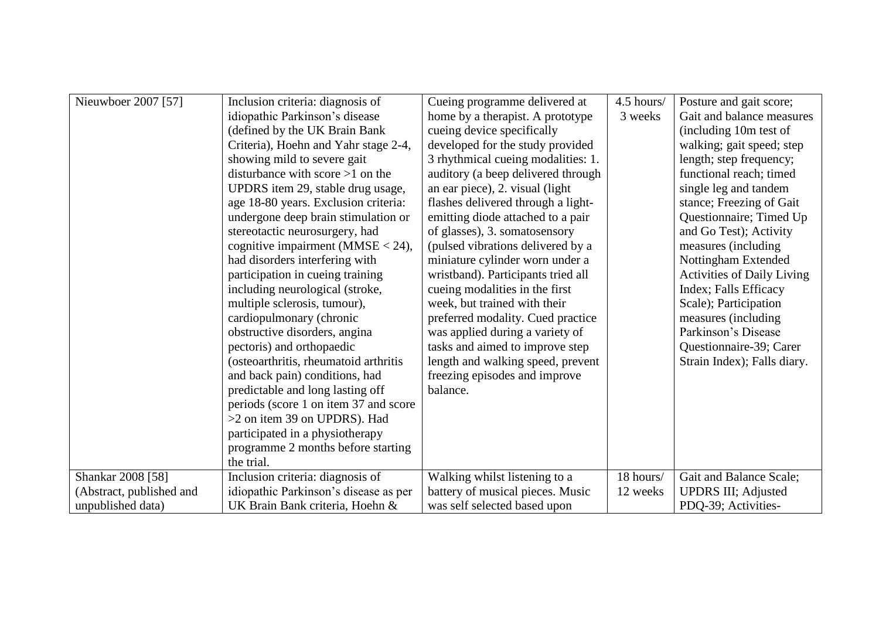| | | | | |
|---|---|---|---|---|
| Nieuwboer 2007 [57] | Inclusion criteria: diagnosis of idiopathic Parkinson's disease (defined by the UK Brain Bank Criteria), Hoehn and Yahr stage 2-4, showing mild to severe gait disturbance with score >1 on the UPDRS item 29, stable drug usage, age 18-80 years. Exclusion criteria: undergone deep brain stimulation or stereotactic neurosurgery, had cognitive impairment (MMSE < 24), had disorders interfering with participation in cueing training including neurological (stroke, multiple sclerosis, tumour), cardiopulmonary (chronic obstructive disorders, angina pectoris) and orthopaedic (osteoarthritis, rheumatoid arthritis and back pain) conditions, had predictable and long lasting off periods (score 1 on item 37 and score >2 on item 39 on UPDRS). Had participated in a physiotherapy programme 2 months before starting the trial. | Cueing programme delivered at home by a therapist. A prototype cueing device specifically developed for the study provided 3 rhythmical cueing modalities: 1. auditory (a beep delivered through an ear piece), 2. visual (light flashes delivered through a light-emitting diode attached to a pair of glasses), 3. somatosensory (pulsed vibrations delivered by a miniature cylinder worn under a wristband). Participants tried all cueing modalities in the first week, but trained with their preferred modality. Cued practice was applied during a variety of tasks and aimed to improve step length and walking speed, prevent freezing episodes and improve balance. | 4.5 hours/ 3 weeks | Posture and gait score; Gait and balance measures (including 10m test of walking; gait speed; step length; step frequency; functional reach; timed single leg and tandem stance; Freezing of Gait Questionnaire; Timed Up and Go Test); Activity measures (including Nottingham Extended Activities of Daily Living Index; Falls Efficacy Scale); Participation measures (including Parkinson's Disease Questionnaire-39; Carer Strain Index); Falls diary. |
| Shankar 2008 [58] (Abstract, published and unpublished data) | Inclusion criteria: diagnosis of idiopathic Parkinson's disease as per UK Brain Bank criteria, Hoehn & | Walking whilst listening to a battery of musical pieces. Music was self selected based upon | 18 hours/ 12 weeks | Gait and Balance Scale; UPDRS III; Adjusted PDQ-39; Activities- |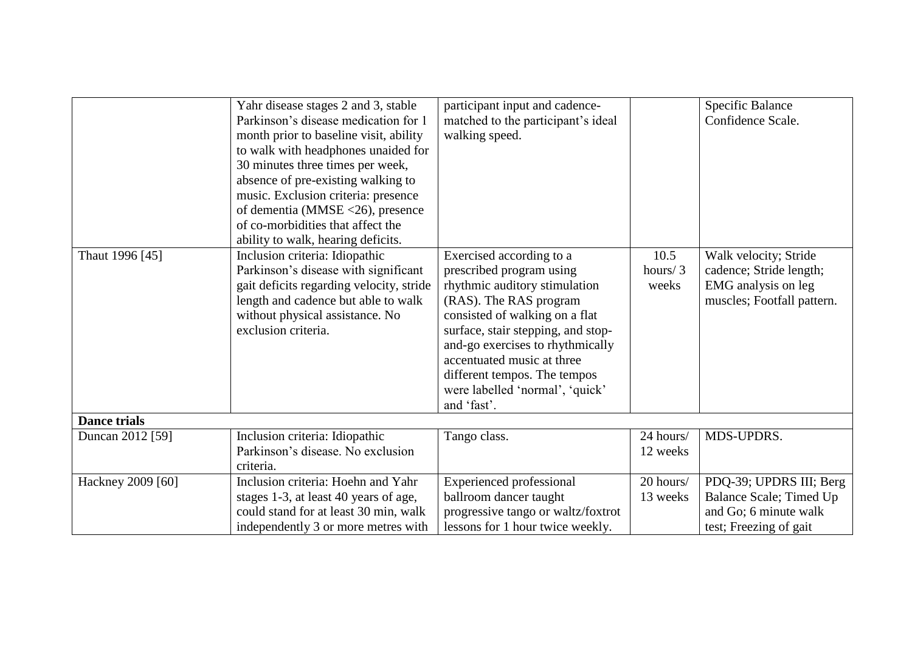| | | | | |
|---|---|---|---|---|
| | Yahr disease stages 2 and 3, stable Parkinson's disease medication for 1 month prior to baseline visit, ability to walk with headphones unaided for 30 minutes three times per week, absence of pre-existing walking to music. Exclusion criteria: presence of dementia (MMSE <26), presence of co-morbidities that affect the ability to walk, hearing deficits. | participant input and cadence-matched to the participant's ideal walking speed. | | Specific Balance Confidence Scale. |
| Thaut 1996 [45] | Inclusion criteria: Idiopathic Parkinson's disease with significant gait deficits regarding velocity, stride length and cadence but able to walk without physical assistance. No exclusion criteria. | Exercised according to a prescribed program using rhythmic auditory stimulation (RAS). The RAS program consisted of walking on a flat surface, stair stepping, and stop-and-go exercises to rhythmically accentuated music at three different tempos. The tempos were labelled 'normal', 'quick' and 'fast'. | 10.5 hours/ 3 weeks | Walk velocity; Stride cadence; Stride length; EMG analysis on leg muscles; Footfall pattern. |
| **Dance trials** | | | | |
| Duncan 2012 [59] | Inclusion criteria: Idiopathic Parkinson's disease. No exclusion criteria. | Tango class. | 24 hours/ 12 weeks | MDS-UPDRS. |
| Hackney 2009 [60] | Inclusion criteria: Hoehn and Yahr stages 1-3, at least 40 years of age, could stand for at least 30 min, walk independently 3 or more metres with | Experienced professional ballroom dancer taught progressive tango or waltz/foxtrot lessons for 1 hour twice weekly. | 20 hours/ 13 weeks | PDQ-39; UPDRS III; Berg Balance Scale; Timed Up and Go; 6 minute walk test; Freezing of gait |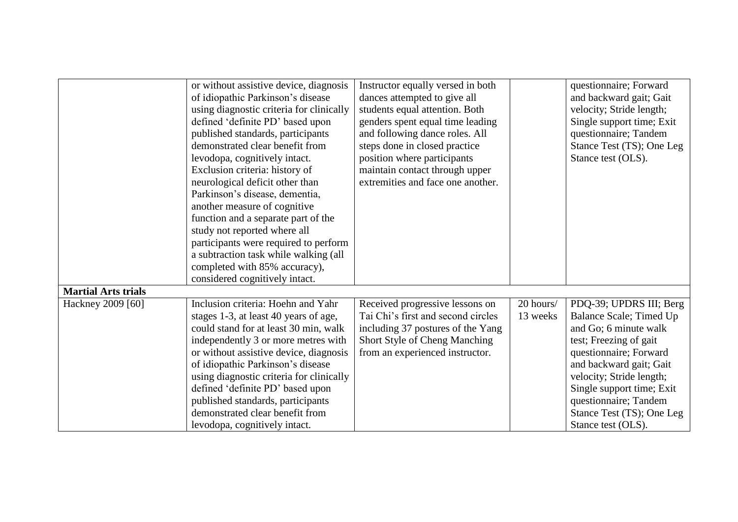| | | | | |
|---|---|---|---|---|
| | or without assistive device, diagnosis of idiopathic Parkinson's disease using diagnostic criteria for clinically defined 'definite PD' based upon published standards, participants demonstrated clear benefit from levodopa, cognitively intact. Exclusion criteria: history of neurological deficit other than Parkinson's disease, dementia, another measure of cognitive function and a separate part of the study not reported where all participants were required to perform a subtraction task while walking (all completed with 85% accuracy), considered cognitively intact. | Instructor equally versed in both dances attempted to give all students equal attention. Both genders spent equal time leading and following dance roles. All steps done in closed practice position where participants maintain contact through upper extremities and face one another. | | questionnaire; Forward and backward gait; Gait velocity; Stride length; Single support time; Exit questionnaire; Tandem Stance Test (TS); One Leg Stance test (OLS). |
| **Martial Arts trials** | | | | |
| Hackney 2009 [60] | Inclusion criteria: Hoehn and Yahr stages 1-3, at least 40 years of age, could stand for at least 30 min, walk independently 3 or more metres with or without assistive device, diagnosis of idiopathic Parkinson's disease using diagnostic criteria for clinically defined 'definite PD' based upon published standards, participants demonstrated clear benefit from levodopa, cognitively intact. | Received progressive lessons on Tai Chi's first and second circles including 37 postures of the Yang Short Style of Cheng Manching from an experienced instructor. | 20 hours/ 13 weeks | PDQ-39; UPDRS III; Berg Balance Scale; Timed Up and Go; 6 minute walk test; Freezing of gait questionnaire; Forward and backward gait; Gait velocity; Stride length; Single support time; Exit questionnaire; Tandem Stance Test (TS); One Leg Stance test (OLS). |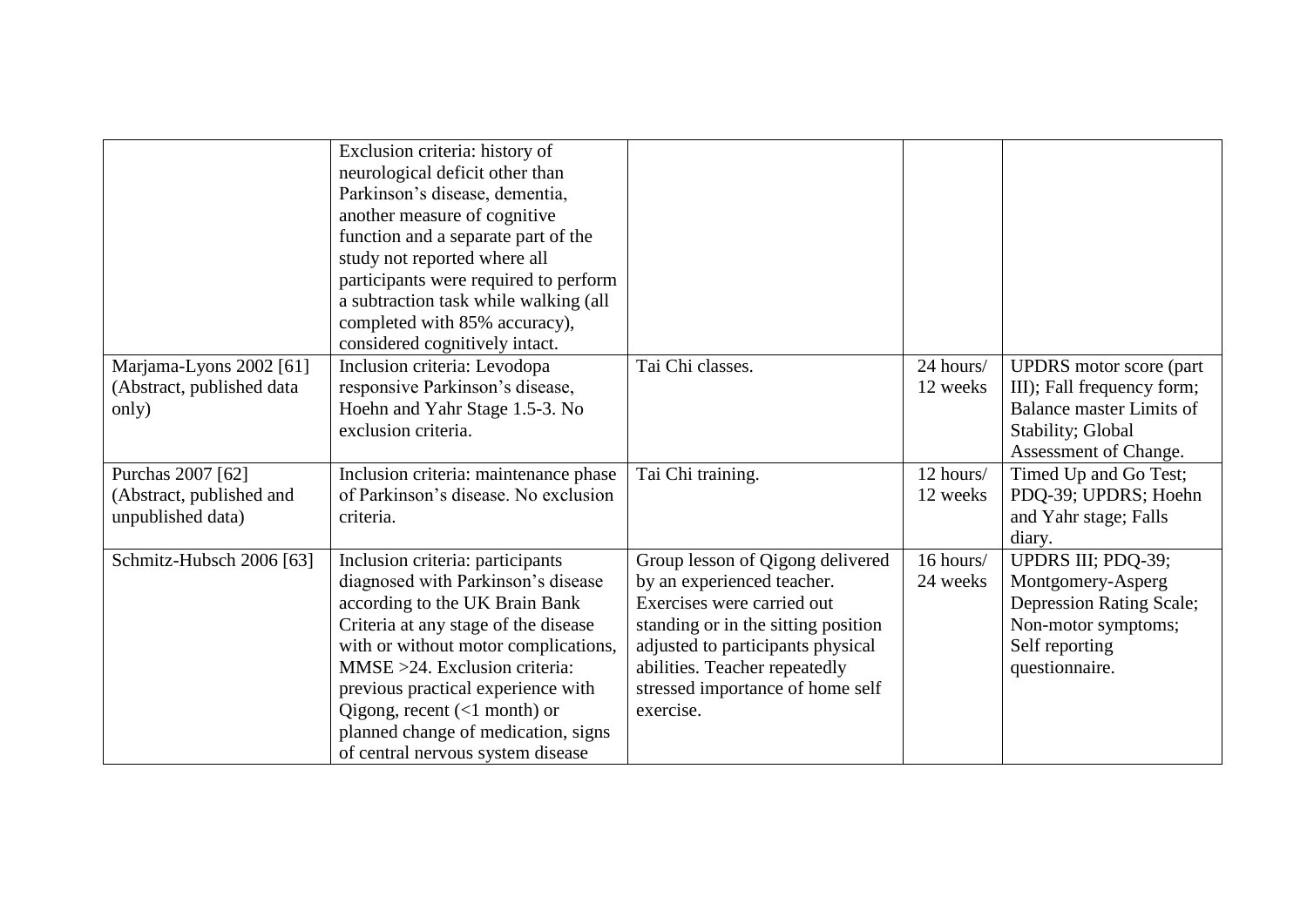| | | | | |
|---|---|---|---|---|
| | Exclusion criteria: history of neurological deficit other than Parkinson's disease, dementia, another measure of cognitive function and a separate part of the study not reported where all participants were required to perform a subtraction task while walking (all completed with 85% accuracy), considered cognitively intact. | | | |
| Marjama-Lyons 2002 [61] (Abstract, published data only) | Inclusion criteria: Levodopa responsive Parkinson's disease, Hoehn and Yahr Stage 1.5-3. No exclusion criteria. | Tai Chi classes. | 24 hours/ 12 weeks | UPDRS motor score (part III); Fall frequency form; Balance master Limits of Stability; Global Assessment of Change. |
| Purchas 2007 [62] (Abstract, published and unpublished data) | Inclusion criteria: maintenance phase of Parkinson's disease. No exclusion criteria. | Tai Chi training. | 12 hours/ 12 weeks | Timed Up and Go Test; PDQ-39; UPDRS; Hoehn and Yahr stage; Falls diary. |
| Schmitz-Hubsch 2006 [63] | Inclusion criteria: participants diagnosed with Parkinson's disease according to the UK Brain Bank Criteria at any stage of the disease with or without motor complications, MMSE >24. Exclusion criteria: previous practical experience with Qigong, recent (<1 month) or planned change of medication, signs of central nervous system disease | Group lesson of Qigong delivered by an experienced teacher. Exercises were carried out standing or in the sitting position adjusted to participants physical abilities. Teacher repeatedly stressed importance of home self exercise. | 16 hours/ 24 weeks | UPDRS III; PDQ-39; Montgomery-Asperg Depression Rating Scale; Non-motor symptoms; Self reporting questionnaire. |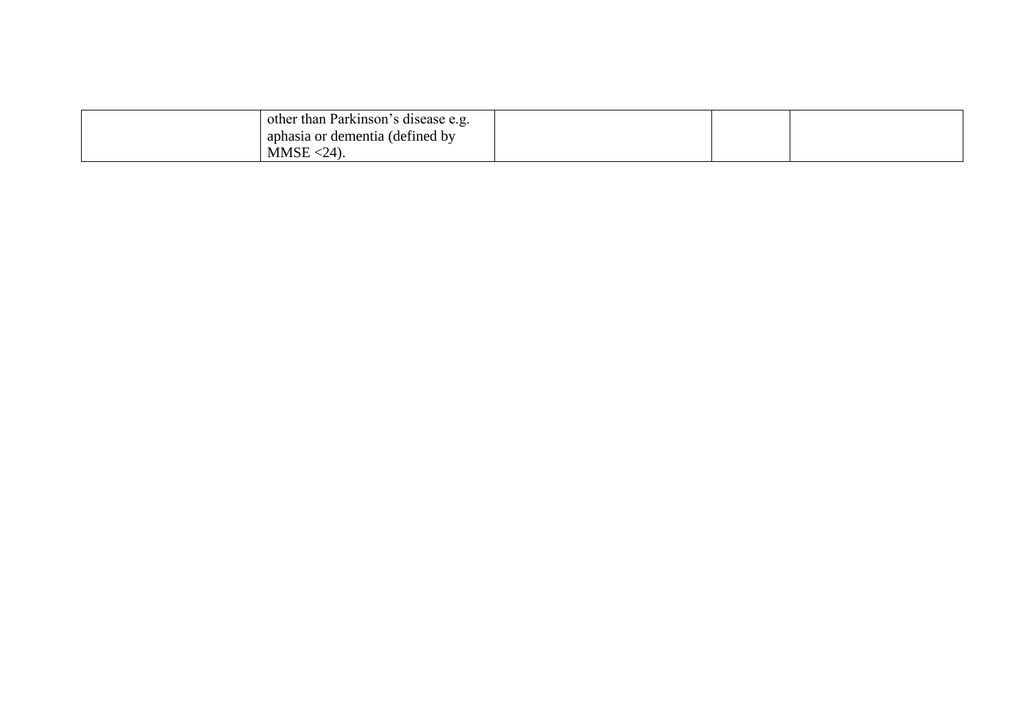| | | | | |
|---|---|---|---|---|
| | other than Parkinson's disease e.g. aphasia or dementia (defined by MMSE <24). | | | |